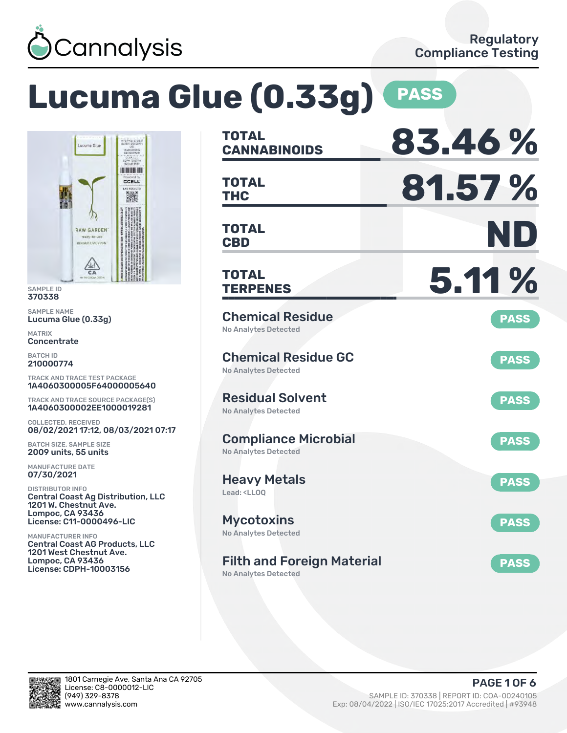Cannalysis

Regulatory Compliance Testing

# Lucuma Glue (0.33g) PASS

SAMPLE ID
370338

SAMPLE NAME
Lucuma Glue (0.33g)

MATRIX
Concentrate

BATCH ID
210000774

TRACK AND TRACE TEST PACKAGE
1A4060300005F64000005640

TRACK AND TRACE SOURCE PACKAGE(S)
1A4060300002EE1000019281

COLLECTED, RECEIVED
08/02/2021 17:12, 08/03/2021 07:17

BATCH SIZE, SAMPLE SIZE
2009 units, 55 units

MANUFACTURE DATE
07/30/2021

DISTRIBUTOR INFO
Central Coast Ag Distribution, LLC
1201 W. Chestnut Ave.
Lompoc, CA 93436
License: C11-0000496-LIC

MANUFACTURER INFO
Central Coast AG Products, LLC
1201 West Chestnut Ave.
Lompoc, CA 93436
License: CDPH-10003156

| | |
|---|---|
| TOTAL CANNABINOIDS | 83.46 % |
| TOTAL THC | 81.57 % |
| TOTAL CBD | ND |
| TOTAL TERPENES | 5.11 % |

| Test | Result |
|---|---|
| Chemical Residue (No Analytes Detected) | PASS |
| Chemical Residue GC (No Analytes Detected) | PASS |
| Residual Solvent (No Analytes Detected) | PASS |
| Compliance Microbial (No Analytes Detected) | PASS |
| Heavy Metals (Lead: <LLOQ) | PASS |
| Mycotoxins (No Analytes Detected) | PASS |
| Filth and Foreign Material (No Analytes Detected) | PASS |

1801 Carnegie Ave, Santa Ana CA 92705
License: C8-0000012-LIC
(949) 329-8378
www.cannalysis.com

SAMPLE ID: 370338 | REPORT ID: COA-00240105
Exp: 08/04/2022 | ISO/IEC 17025:2017 Accredited | #93948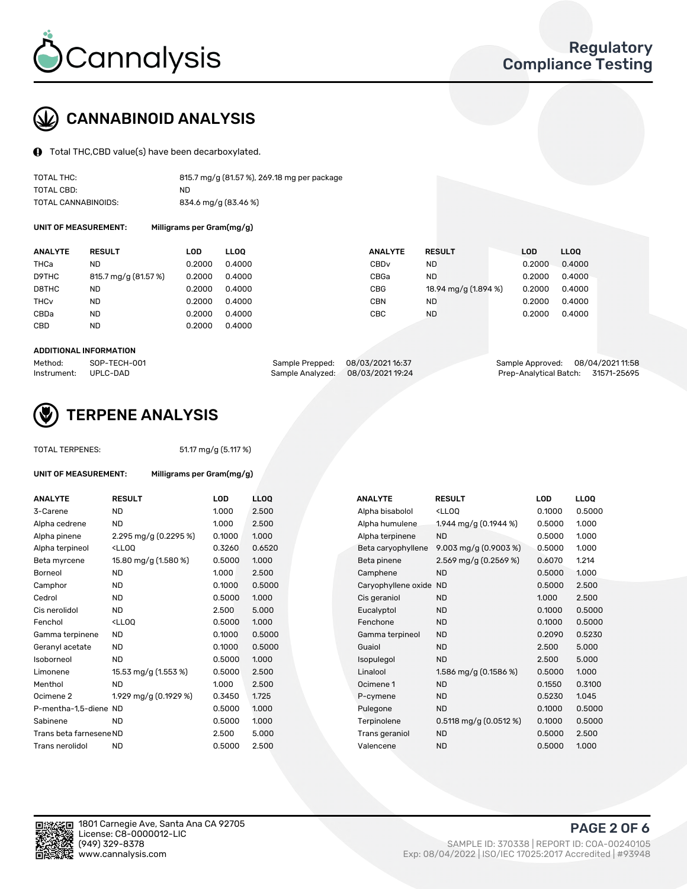# Cannalysis

## Regulatory Compliance Testing

## CANNABINOID ANALYSIS

Total THC,CBD value(s) have been decarboxylated.

| | |
|---|---|
| TOTAL THC: | 815.7 mg/g (81.57 %), 269.18 mg per package |
| TOTAL CBD: | ND |
| TOTAL CANNABINOIDS: | 834.6 mg/g (83.46 %) |

**UNIT OF MEASUREMENT:** Milligrams per Gram(mg/g)

| ANALYTE | RESULT | LOD | LLOQ | ANALYTE | RESULT | LOD | LLOQ |
|---|---|---|---|---|---|---|---|
| THCa | ND | 0.2000 | 0.4000 | CBDv | ND | 0.2000 | 0.4000 |
| D9THC | 815.7 mg/g (81.57 %) | 0.2000 | 0.4000 | CBGa | ND | 0.2000 | 0.4000 |
| D8THC | ND | 0.2000 | 0.4000 | CBG | 18.94 mg/g (1.894 %) | 0.2000 | 0.4000 |
| THCv | ND | 0.2000 | 0.4000 | CBN | ND | 0.2000 | 0.4000 |
| CBDa | ND | 0.2000 | 0.4000 | CBC | ND | 0.2000 | 0.4000 |
| CBD | ND | 0.2000 | 0.4000 | | | | |

**ADDITIONAL INFORMATION**

| | | | | | |
|---|---|---|---|---|---|
| Method: | SOP-TECH-001 | Sample Prepped: | 08/03/2021 16:37 | Sample Approved: | 08/04/2021 11:58 |
| Instrument: | UPLC-DAD | Sample Analyzed: | 08/03/2021 19:24 | Prep-Analytical Batch: | 31571-25695 |

## TERPENE ANALYSIS

TOTAL TERPENES: 51.17 mg/g (5.117 %)

**UNIT OF MEASUREMENT:** Milligrams per Gram(mg/g)

| ANALYTE | RESULT | LOD | LLOQ | ANALYTE | RESULT | LOD | LLOQ |
|---|---|---|---|---|---|---|---|
| 3-Carene | ND | 1.000 | 2.500 | Alpha bisabolol | <LLOQ | 0.1000 | 0.5000 |
| Alpha cedrene | ND | 1.000 | 2.500 | Alpha humulene | 1.944 mg/g (0.1944 %) | 0.5000 | 1.000 |
| Alpha pinene | 2.295 mg/g (0.2295 %) | 0.1000 | 1.000 | Alpha terpinene | ND | 0.5000 | 1.000 |
| Alpha terpineol | <LLOQ | 0.3260 | 0.6520 | Beta caryophyllene | 9.003 mg/g (0.9003 %) | 0.5000 | 1.000 |
| Beta myrcene | 15.80 mg/g (1.580 %) | 0.5000 | 1.000 | Beta pinene | 2.569 mg/g (0.2569 %) | 0.6070 | 1.214 |
| Borneol | ND | 1.000 | 2.500 | Camphene | ND | 0.5000 | 1.000 |
| Camphor | ND | 0.1000 | 0.5000 | Caryophyllene oxide | ND | 0.5000 | 2.500 |
| Cedrol | ND | 0.5000 | 1.000 | Cis geraniol | ND | 1.000 | 2.500 |
| Cis nerolidol | ND | 2.500 | 5.000 | Eucalyptol | ND | 0.1000 | 0.5000 |
| Fenchol | <LLOQ | 0.5000 | 1.000 | Fenchone | ND | 0.1000 | 0.5000 |
| Gamma terpinene | ND | 0.1000 | 0.5000 | Gamma terpineol | ND | 0.2090 | 0.5230 |
| Geranyl acetate | ND | 0.1000 | 0.5000 | Guaiol | ND | 2.500 | 5.000 |
| Isoborneol | ND | 0.5000 | 1.000 | Isopulegol | ND | 2.500 | 5.000 |
| Limonene | 15.53 mg/g (1.553 %) | 0.5000 | 2.500 | Linalool | 1.586 mg/g (0.1586 %) | 0.5000 | 1.000 |
| Menthol | ND | 1.000 | 2.500 | Ocimene 1 | ND | 0.1550 | 0.3100 |
| Ocimene 2 | 1.929 mg/g (0.1929 %) | 0.3450 | 1.725 | P-cymene | ND | 0.5230 | 1.045 |
| P-mentha-1,5-diene | ND | 0.5000 | 1.000 | Pulegone | ND | 0.1000 | 0.5000 |
| Sabinene | ND | 0.5000 | 1.000 | Terpinolene | 0.5118 mg/g (0.0512 %) | 0.1000 | 0.5000 |
| Trans beta farnesene | ND | 2.500 | 5.000 | Trans geraniol | ND | 0.5000 | 2.500 |
| Trans nerolidol | ND | 0.5000 | 2.500 | Valencene | ND | 0.5000 | 1.000 |

1801 Carnegie Ave, Santa Ana CA 92705
License: C8-0000012-LIC
(949) 329-8378
www.cannalysis.com

SAMPLE ID: 370338 | REPORT ID: COA-00240105
Exp: 08/04/2022 | ISO/IEC 17025:2017 Accredited | #93948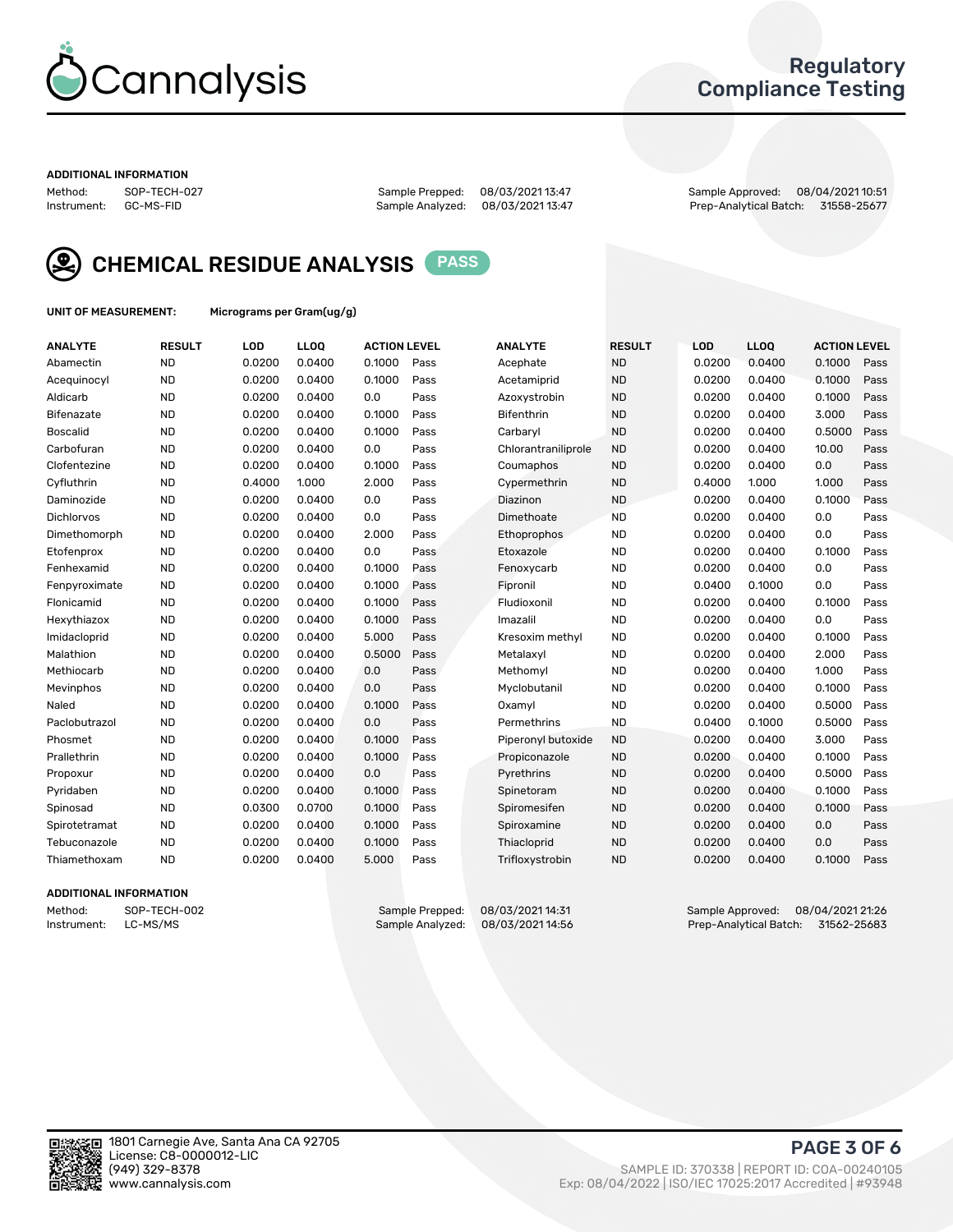Regulatory Compliance Testing

**ADDITIONAL INFORMATION**

Method: SOP-TECH-027
Instrument: GC-MS-FID
Sample Prepped: 08/03/2021 13:47
Sample Analyzed: 08/03/2021 13:47
Sample Approved: 08/04/2021 10:51
Prep-Analytical Batch: 31558-25677

## CHEMICAL RESIDUE ANALYSIS PASS

**UNIT OF MEASUREMENT:** Micrograms per Gram(ug/g)

| ANALYTE | RESULT | LOD | LLOQ | ACTION LEVEL | | ANALYTE | RESULT | LOD | LLOQ | ACTION LEVEL | |
|---|---|---|---|---|---|---|---|---|---|---|---|
| Abamectin | ND | 0.0200 | 0.0400 | 0.1000 | Pass | Acephate | ND | 0.0200 | 0.0400 | 0.1000 | Pass |
| Acequinocyl | ND | 0.0200 | 0.0400 | 0.1000 | Pass | Acetamiprid | ND | 0.0200 | 0.0400 | 0.1000 | Pass |
| Aldicarb | ND | 0.0200 | 0.0400 | 0.0 | Pass | Azoxystrobin | ND | 0.0200 | 0.0400 | 0.1000 | Pass |
| Bifenazate | ND | 0.0200 | 0.0400 | 0.1000 | Pass | Bifenthrin | ND | 0.0200 | 0.0400 | 3.000 | Pass |
| Boscalid | ND | 0.0200 | 0.0400 | 0.1000 | Pass | Carbaryl | ND | 0.0200 | 0.0400 | 0.5000 | Pass |
| Carbofuran | ND | 0.0200 | 0.0400 | 0.0 | Pass | Chlorantraniliprole | ND | 0.0200 | 0.0400 | 10.00 | Pass |
| Clofentezine | ND | 0.0200 | 0.0400 | 0.1000 | Pass | Coumaphos | ND | 0.0200 | 0.0400 | 0.0 | Pass |
| Cyfluthrin | ND | 0.4000 | 1.000 | 2.000 | Pass | Cypermethrin | ND | 0.4000 | 1.000 | 1.000 | Pass |
| Daminozide | ND | 0.0200 | 0.0400 | 0.0 | Pass | Diazinon | ND | 0.0200 | 0.0400 | 0.1000 | Pass |
| Dichlorvos | ND | 0.0200 | 0.0400 | 0.0 | Pass | Dimethoate | ND | 0.0200 | 0.0400 | 0.0 | Pass |
| Dimethomorph | ND | 0.0200 | 0.0400 | 2.000 | Pass | Ethoprophos | ND | 0.0200 | 0.0400 | 0.0 | Pass |
| Etofenprox | ND | 0.0200 | 0.0400 | 0.0 | Pass | Etoxazole | ND | 0.0200 | 0.0400 | 0.1000 | Pass |
| Fenhexamid | ND | 0.0200 | 0.0400 | 0.1000 | Pass | Fenoxycarb | ND | 0.0200 | 0.0400 | 0.0 | Pass |
| Fenpyroximate | ND | 0.0200 | 0.0400 | 0.1000 | Pass | Fipronil | ND | 0.0400 | 0.1000 | 0.0 | Pass |
| Flonicamid | ND | 0.0200 | 0.0400 | 0.1000 | Pass | Fludioxonil | ND | 0.0200 | 0.0400 | 0.1000 | Pass |
| Hexythiazox | ND | 0.0200 | 0.0400 | 0.1000 | Pass | Imazalil | ND | 0.0200 | 0.0400 | 0.0 | Pass |
| Imidacloprid | ND | 0.0200 | 0.0400 | 5.000 | Pass | Kresoxim methyl | ND | 0.0200 | 0.0400 | 0.1000 | Pass |
| Malathion | ND | 0.0200 | 0.0400 | 0.5000 | Pass | Metalaxyl | ND | 0.0200 | 0.0400 | 2.000 | Pass |
| Methiocarb | ND | 0.0200 | 0.0400 | 0.0 | Pass | Methomyl | ND | 0.0200 | 0.0400 | 1.000 | Pass |
| Mevinphos | ND | 0.0200 | 0.0400 | 0.0 | Pass | Myclobutanil | ND | 0.0200 | 0.0400 | 0.1000 | Pass |
| Naled | ND | 0.0200 | 0.0400 | 0.1000 | Pass | Oxamyl | ND | 0.0200 | 0.0400 | 0.5000 | Pass |
| Paclobutrazol | ND | 0.0200 | 0.0400 | 0.0 | Pass | Permethrins | ND | 0.0400 | 0.1000 | 0.5000 | Pass |
| Phosmet | ND | 0.0200 | 0.0400 | 0.1000 | Pass | Piperonyl butoxide | ND | 0.0200 | 0.0400 | 3.000 | Pass |
| Prallethrin | ND | 0.0200 | 0.0400 | 0.1000 | Pass | Propiconazole | ND | 0.0200 | 0.0400 | 0.1000 | Pass |
| Propoxur | ND | 0.0200 | 0.0400 | 0.0 | Pass | Pyrethrins | ND | 0.0200 | 0.0400 | 0.5000 | Pass |
| Pyridaben | ND | 0.0200 | 0.0400 | 0.1000 | Pass | Spinetoram | ND | 0.0200 | 0.0400 | 0.1000 | Pass |
| Spinosad | ND | 0.0300 | 0.0700 | 0.1000 | Pass | Spiromesifen | ND | 0.0200 | 0.0400 | 0.1000 | Pass |
| Spirotetramat | ND | 0.0200 | 0.0400 | 0.1000 | Pass | Spiroxamine | ND | 0.0200 | 0.0400 | 0.0 | Pass |
| Tebuconazole | ND | 0.0200 | 0.0400 | 0.1000 | Pass | Thiacloprid | ND | 0.0200 | 0.0400 | 0.0 | Pass |
| Thiamethoxam | ND | 0.0200 | 0.0400 | 5.000 | Pass | Trifloxystrobin | ND | 0.0200 | 0.0400 | 0.1000 | Pass |

**ADDITIONAL INFORMATION**

Method: SOP-TECH-002
Instrument: LC-MS/MS
Sample Prepped: 08/03/2021 14:31
Sample Analyzed: 08/03/2021 14:56
Sample Approved: 08/04/2021 21:26
Prep-Analytical Batch: 31562-25683

1801 Carnegie Ave, Santa Ana CA 92705
License: C8-0000012-LIC
(949) 329-8378
www.cannalysis.com

SAMPLE ID: 370338 | REPORT ID: COA-00240105
Exp: 08/04/2022 | ISO/IEC 17025:2017 Accredited | #93948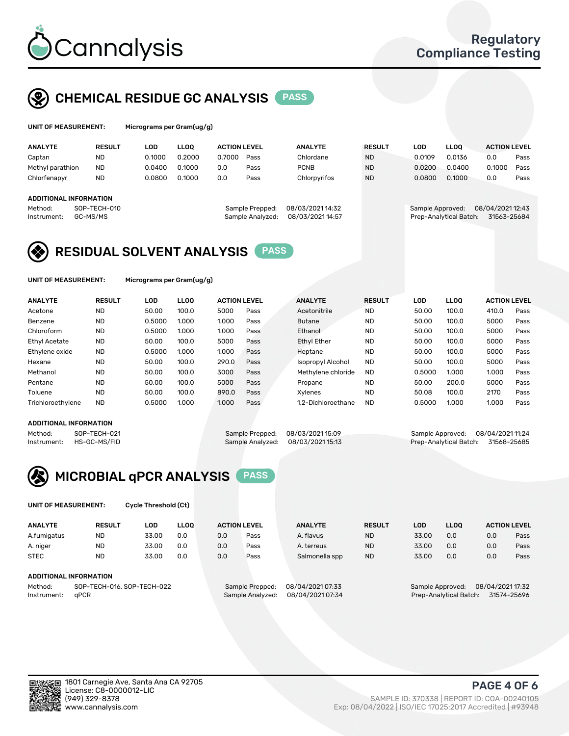# Cannalysis

## Regulatory Compliance Testing

## CHEMICAL RESIDUE GC ANALYSIS PASS

**UNIT OF MEASUREMENT:** Micrograms per Gram(ug/g)

| ANALYTE | RESULT | LOD | LLOQ | ACTION LEVEL | | ANALYTE | RESULT | LOD | LLOQ | ACTION LEVEL | |
|---|---|---|---|---|---|---|---|---|---|---|---|
| Captan | ND | 0.1000 | 0.2000 | 0.7000 | Pass | Chlordane | ND | 0.0109 | 0.0136 | 0.0 | Pass |
| Methyl parathion | ND | 0.0400 | 0.1000 | 0.0 | Pass | PCNB | ND | 0.0200 | 0.0400 | 0.1000 | Pass |
| Chlorfenapyr | ND | 0.0800 | 0.1000 | 0.0 | Pass | Chlorpyrifos | ND | 0.0800 | 0.1000 | 0.0 | Pass |

**ADDITIONAL INFORMATION**

Method: SOP-TECH-010
Instrument: GC-MS/MS
Sample Prepped: 08/03/2021 14:32
Sample Analyzed: 08/03/2021 14:57
Sample Approved: 08/04/2021 12:43
Prep-Analytical Batch: 31563-25684

## RESIDUAL SOLVENT ANALYSIS PASS

**UNIT OF MEASUREMENT:** Micrograms per Gram(ug/g)

| ANALYTE | RESULT | LOD | LLOQ | ACTION LEVEL | | ANALYTE | RESULT | LOD | LLOQ | ACTION LEVEL | |
|---|---|---|---|---|---|---|---|---|---|---|---|
| Acetone | ND | 50.00 | 100.0 | 5000 | Pass | Acetonitrile | ND | 50.00 | 100.0 | 410.0 | Pass |
| Benzene | ND | 0.5000 | 1.000 | 1.000 | Pass | Butane | ND | 50.00 | 100.0 | 5000 | Pass |
| Chloroform | ND | 0.5000 | 1.000 | 1.000 | Pass | Ethanol | ND | 50.00 | 100.0 | 5000 | Pass |
| Ethyl Acetate | ND | 50.00 | 100.0 | 5000 | Pass | Ethyl Ether | ND | 50.00 | 100.0 | 5000 | Pass |
| Ethylene oxide | ND | 0.5000 | 1.000 | 1.000 | Pass | Heptane | ND | 50.00 | 100.0 | 5000 | Pass |
| Hexane | ND | 50.00 | 100.0 | 290.0 | Pass | Isopropyl Alcohol | ND | 50.00 | 100.0 | 5000 | Pass |
| Methanol | ND | 50.00 | 100.0 | 3000 | Pass | Methylene chloride | ND | 0.5000 | 1.000 | 1.000 | Pass |
| Pentane | ND | 50.00 | 100.0 | 5000 | Pass | Propane | ND | 50.00 | 200.0 | 5000 | Pass |
| Toluene | ND | 50.00 | 100.0 | 890.0 | Pass | Xylenes | ND | 50.08 | 100.0 | 2170 | Pass |
| Trichloroethylene | ND | 0.5000 | 1.000 | 1.000 | Pass | 1,2-Dichloroethane | ND | 0.5000 | 1.000 | 1.000 | Pass |

**ADDITIONAL INFORMATION**

Method: SOP-TECH-021
Instrument: HS-GC-MS/FID
Sample Prepped: 08/03/2021 15:09
Sample Analyzed: 08/03/2021 15:13
Sample Approved: 08/04/2021 11:24
Prep-Analytical Batch: 31568-25685

## MICROBIAL qPCR ANALYSIS PASS

**UNIT OF MEASUREMENT:** Cycle Threshold (Ct)

| ANALYTE | RESULT | LOD | LLOQ | ACTION LEVEL | | ANALYTE | RESULT | LOD | LLOQ | ACTION LEVEL | |
|---|---|---|---|---|---|---|---|---|---|---|---|
| A.fumigatus | ND | 33.00 | 0.0 | 0.0 | Pass | A. flavus | ND | 33.00 | 0.0 | 0.0 | Pass |
| A. niger | ND | 33.00 | 0.0 | 0.0 | Pass | A. terreus | ND | 33.00 | 0.0 | 0.0 | Pass |
| STEC | ND | 33.00 | 0.0 | 0.0 | Pass | Salmonella spp | ND | 33.00 | 0.0 | 0.0 | Pass |

**ADDITIONAL INFORMATION**

Method: SOP-TECH-016, SOP-TECH-022
Instrument: qPCR
Sample Prepped: 08/04/2021 07:33
Sample Analyzed: 08/04/2021 07:34
Sample Approved: 08/04/2021 17:32
Prep-Analytical Batch: 31574-25696

1801 Carnegie Ave, Santa Ana CA 92705
License: C8-0000012-LIC
(949) 329-8378
www.cannalysis.com

SAMPLE ID: 370338 | REPORT ID: COA-00240105
Exp: 08/04/2022 | ISO/IEC 17025:2017 Accredited | #93948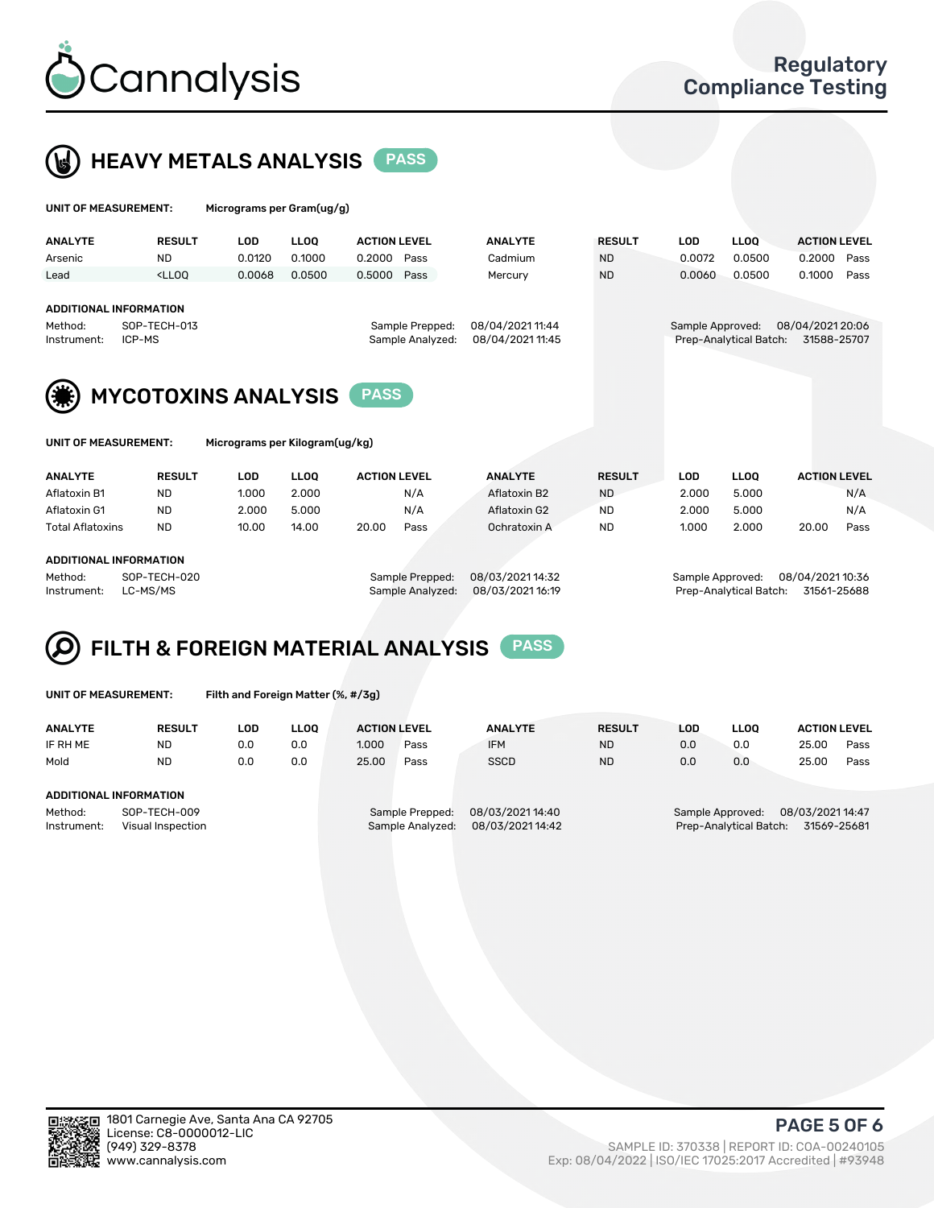# Cannalysis

## Regulatory Compliance Testing

## HEAVY METALS ANALYSIS PASS

**UNIT OF MEASUREMENT:** Micrograms per Gram(ug/g)

| ANALYTE | RESULT | LOD | LLOQ | ACTION LEVEL | | ANALYTE | RESULT | LOD | LLOQ | ACTION LEVEL | |
|---|---|---|---|---|---|---|---|---|---|---|---|
| Arsenic | ND | 0.0120 | 0.1000 | 0.2000 | Pass | Cadmium | ND | 0.0072 | 0.0500 | 0.2000 | Pass |
| Lead | <LLOQ | 0.0068 | 0.0500 | 0.5000 | Pass | Mercury | ND | 0.0060 | 0.0500 | 0.1000 | Pass |

**ADDITIONAL INFORMATION**

Method: SOP-TECH-013
Instrument: ICP-MS
Sample Prepped: 08/04/2021 11:44
Sample Analyzed: 08/04/2021 11:45
Sample Approved: 08/04/2021 20:06
Prep-Analytical Batch: 31588-25707

## MYCOTOXINS ANALYSIS PASS

**UNIT OF MEASUREMENT:** Micrograms per Kilogram(ug/kg)

| ANALYTE | RESULT | LOD | LLOQ | ACTION LEVEL | | ANALYTE | RESULT | LOD | LLOQ | ACTION LEVEL | |
|---|---|---|---|---|---|---|---|---|---|---|---|
| Aflatoxin B1 | ND | 1.000 | 2.000 | | N/A | Aflatoxin B2 | ND | 2.000 | 5.000 | | N/A |
| Aflatoxin G1 | ND | 2.000 | 5.000 | | N/A | Aflatoxin G2 | ND | 2.000 | 5.000 | | N/A |
| Total Aflatoxins | ND | 10.00 | 14.00 | 20.00 | Pass | Ochratoxin A | ND | 1.000 | 2.000 | 20.00 | Pass |

**ADDITIONAL INFORMATION**

Method: SOP-TECH-020
Instrument: LC-MS/MS
Sample Prepped: 08/03/2021 14:32
Sample Analyzed: 08/03/2021 16:19
Sample Approved: 08/04/2021 10:36
Prep-Analytical Batch: 31561-25688

## FILTH & FOREIGN MATERIAL ANALYSIS PASS

**UNIT OF MEASUREMENT:** Filth and Foreign Matter (%, #/3g)

| ANALYTE | RESULT | LOD | LLOQ | ACTION LEVEL | | ANALYTE | RESULT | LOD | LLOQ | ACTION LEVEL | |
|---|---|---|---|---|---|---|---|---|---|---|---|
| IF RH ME | ND | 0.0 | 0.0 | 1.000 | Pass | IFM | ND | 0.0 | 0.0 | 25.00 | Pass |
| Mold | ND | 0.0 | 0.0 | 25.00 | Pass | SSCD | ND | 0.0 | 0.0 | 25.00 | Pass |

**ADDITIONAL INFORMATION**

Method: SOP-TECH-009
Instrument: Visual Inspection
Sample Prepped: 08/03/2021 14:40
Sample Analyzed: 08/03/2021 14:42
Sample Approved: 08/03/2021 14:47
Prep-Analytical Batch: 31569-25681

1801 Carnegie Ave, Santa Ana CA 92705
License: C8-0000012-LIC
(949) 329-8378
www.cannalysis.com

SAMPLE ID: 370338 | REPORT ID: COA-00240105
Exp: 08/04/2022 | ISO/IEC 17025:2017 Accredited | #93948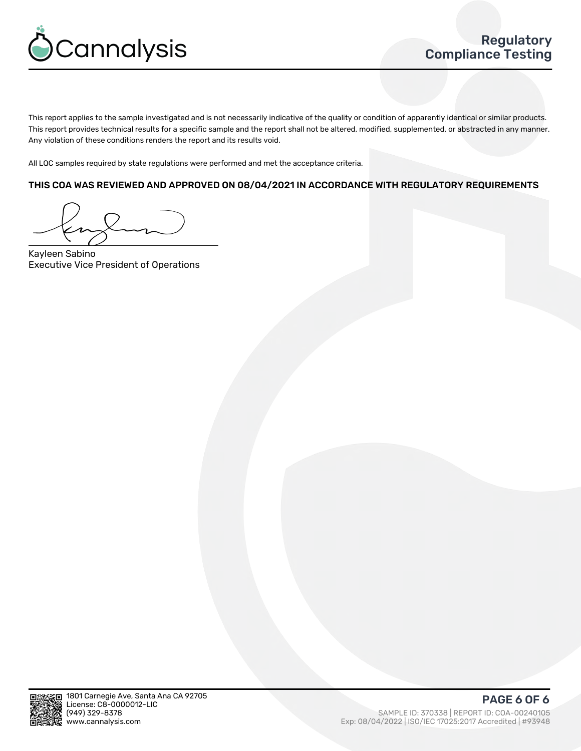This report applies to the sample investigated and is not necessarily indicative of the quality or condition of apparently identical or similar products. This report provides technical results for a specific sample and the report shall not be altered, modified, supplemented, or abstracted in any manner. Any violation of these conditions renders the report and its results void.

All LQC samples required by state regulations were performed and met the acceptance criteria.

**THIS COA WAS REVIEWED AND APPROVED ON 08/04/2021 IN ACCORDANCE WITH REGULATORY REQUIREMENTS**

Kayleen Sabino
Executive Vice President of Operations